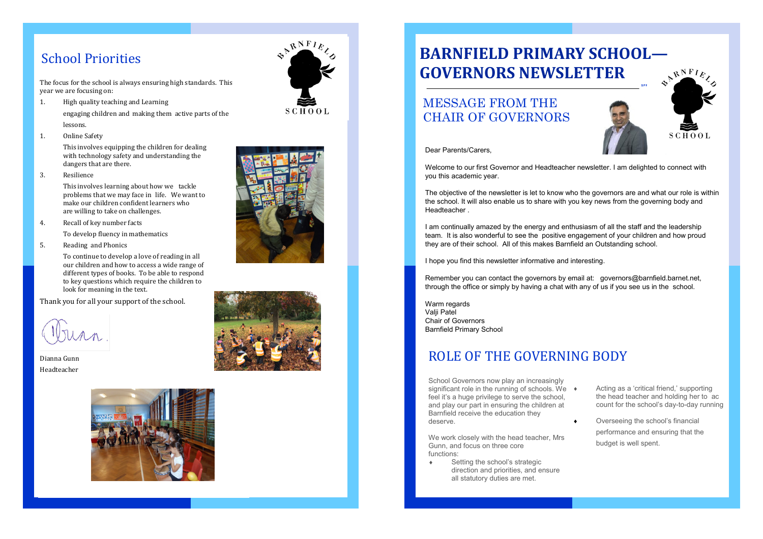# School Priorities

The focus for the school is always ensuring high standards. This year we are focusing on:

1. High quality teaching and Learning

   engaging children and making them active parts of the lessons.

1. Online Safety

   This involves equipping the children for dealing with technology safety and understanding the dangers that are there.

3. Resilience

   This involves learning about how we tackle problems that we may face in life. We want to make our children confident learners who are willing to take on challenges.

4. Recall of key number facts

   To develop fluency in mathematics

5. Reading and Phonics

   To continue to develop a love of reading in all our children and how to access a wide range of different types of books. To be able to respond to key questions which require the children to look for meaning in the text.

Thank you for all your support of the school.

Dianna Gunn
Headteacher

# BARNFIELD PRIMARY SCHOOL—GOVERNORS NEWSLETTER

## MESSAGE FROM THE CHAIR OF GOVERNORS

Dear Parents/Carers,

Welcome to our first Governor and Headteacher newsletter. I am delighted to connect with you this academic year.

The objective of the newsletter is let to know who the governors are and what our role is within the school. It will also enable us to share with you key news from the governing body and Headteacher .

I am continually amazed by the energy and enthusiasm of all the staff and the leadership team. It is also wonderful to see the positive engagement of your children and how proud they are of their school. All of this makes Barnfield an Outstanding school.

I hope you find this newsletter informative and interesting.

Remember you can contact the governors by email at: governors@barnfield.barnet.net, through the office or simply by having a chat with any of us if you see us in the school.

Warm regards
Valji Patel
Chair of Governors
Barnfield Primary School

## ROLE OF THE GOVERNING BODY

School Governors now play an increasingly significant role in the running of schools. We feel it's a huge privilege to serve the school, and play our part in ensuring the children at Barnfield receive the education they deserve.

We work closely with the head teacher, Mrs Gunn, and focus on three core functions:

- Setting the school's strategic direction and priorities, and ensure all statutory duties are met.
- Acting as a 'critical friend,' supporting the head teacher and holding her to account for the school's day-to-day running
- Overseeing the school's financial performance and ensuring that the budget is well spent.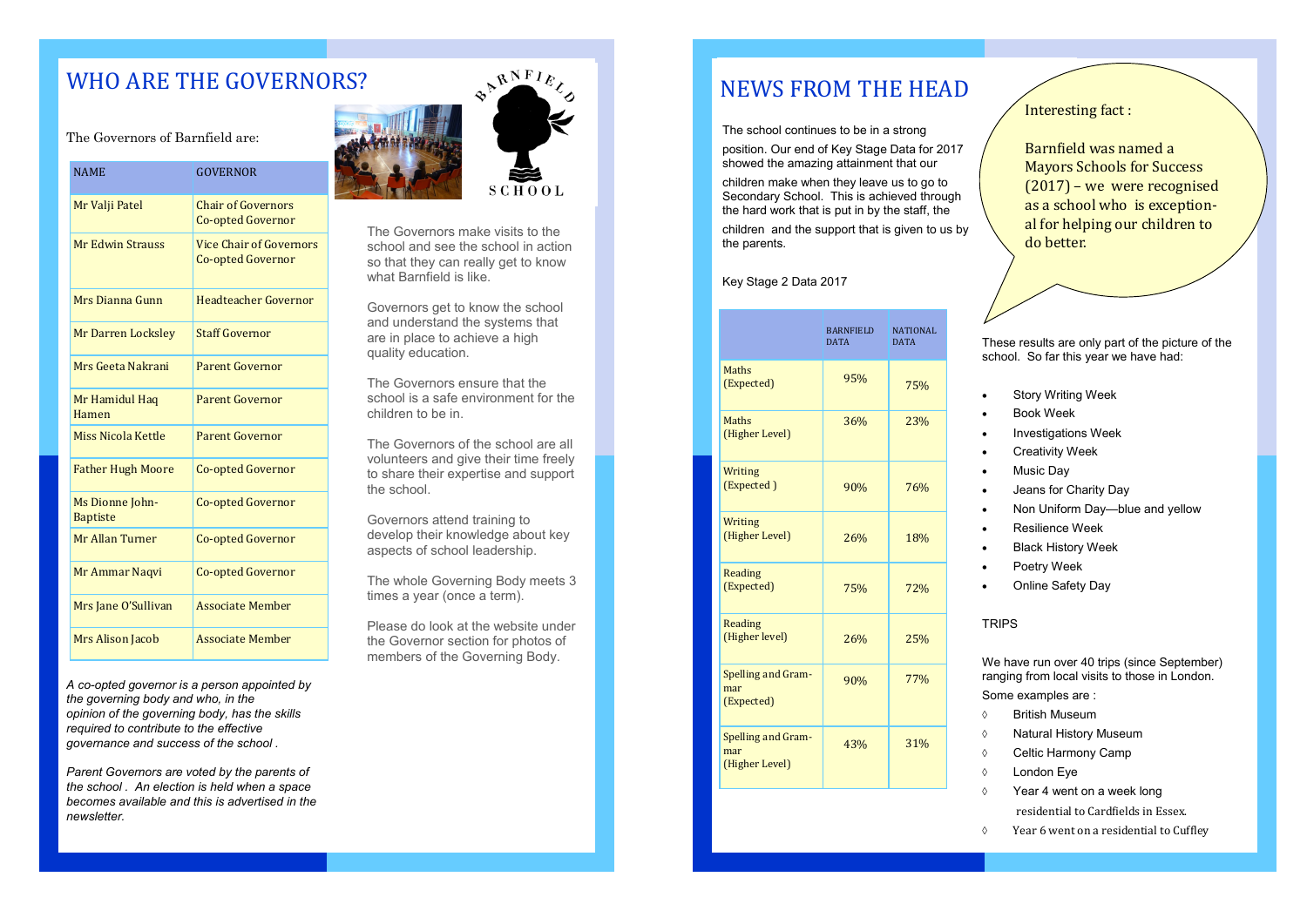# WHO ARE THE GOVERNORS?

The Governors of Barnfield are:

| NAME | GOVERNOR |
|---|---|
| Mr Valji Patel | Chair of Governors Co-opted Governor |
| Mr Edwin Strauss | Vice Chair of Governors Co-opted Governor |
| Mrs Dianna Gunn | Headteacher Governor |
| Mr Darren Locksley | Staff Governor |
| Mrs Geeta Nakrani | Parent Governor |
| Mr Hamidul Haq Hamen | Parent Governor |
| Miss Nicola Kettle | Parent Governor |
| Father Hugh Moore | Co-opted Governor |
| Ms Dionne John-Baptiste | Co-opted Governor |
| Mr Allan Turner | Co-opted Governor |
| Mr Ammar Naqvi | Co-opted Governor |
| Mrs Jane O'Sullivan | Associate Member |
| Mrs Alison Jacob | Associate Member |

*A co-opted governor is a person appointed by the governing body and who, in the opinion of the governing body, has the skills required to contribute to the effective governance and success of the school .*

*Parent Governors are voted by the parents of the school . An election is held when a space becomes available and this is advertised in the newsletter.*

BARNFIELD SCHOOL

The Governors make visits to the school and see the school in action so that they can really get to know what Barnfield is like.

Governors get to know the school and understand the systems that are in place to achieve a high quality education.

The Governors ensure that the school is a safe environment for the children to be in.

The Governors of the school are all volunteers and give their time freely to share their expertise and support the school.

Governors attend training to develop their knowledge about key aspects of school leadership.

The whole Governing Body meets 3 times a year (once a term).

Please do look at the website under the Governor section for photos of members of the Governing Body.

# NEWS FROM THE HEAD

The school continues to be in a strong position. Our end of Key Stage Data for 2017 showed the amazing attainment that our children make when they leave us to go to Secondary School. This is achieved through the hard work that is put in by the staff, the children and the support that is given to us by the parents.

Key Stage 2 Data 2017

| | BARNFIELD DATA | NATIONAL DATA |
|---|---|---|
| Maths (Expected) | 95% | 75% |
| Maths (Higher Level) | 36% | 23% |
| Writing (Expected ) | 90% | 76% |
| Writing (Higher Level) | 26% | 18% |
| Reading (Expected) | 75% | 72% |
| Reading (Higher level) | 26% | 25% |
| Spelling and Grammar (Expected) | 90% | 77% |
| Spelling and Grammar (Higher Level) | 43% | 31% |

Interesting fact :

Barnfield was named a Mayors Schools for Success (2017) – we were recognised as a school who is exceptional for helping our children to do better.

These results are only part of the picture of the school. So far this year we have had:

- Story Writing Week
- Book Week
- Investigations Week
- Creativity Week
- Music Day
- Jeans for Charity Day
- Non Uniform Day—blue and yellow
- Resilience Week
- Black History Week
- Poetry Week
- Online Safety Day

TRIPS

We have run over 40 trips (since September) ranging from local visits to those in London.

Some examples are :

- British Museum
- Natural History Museum
- Celtic Harmony Camp
- London Eye
- Year 4 went on a week long residential to Cardfields in Essex.
- Year 6 went on a residential to Cuffley